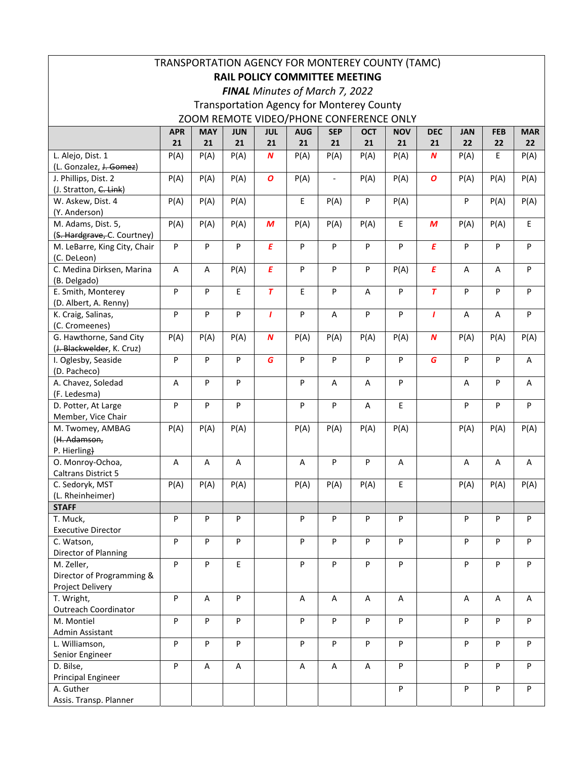TRANSPORTATION AGENCY FOR MONTEREY COUNTY (TAMC)

**RAIL POLICY COMMITTEE MEETING**

***FINAL** Minutes of March 7, 2022*

Transportation Agency for Monterey County

ZOOM REMOTE VIDEO/PHONE CONFERENCE ONLY

| | APR 21 | MAY 21 | JUN 21 | JUL 21 | AUG 21 | SEP 21 | OCT 21 | NOV 21 | DEC 21 | JAN 22 | FEB 22 | MAR 22 |
|---|---|---|---|---|---|---|---|---|---|---|---|---|
| L. Alejo, Dist. 1 (L. Gonzalez, ~~J. Gomez~~) | P(A) | P(A) | P(A) | ***N*** | P(A) | P(A) | P(A) | P(A) | ***N*** | P(A) | E | P(A) |
| J. Phillips, Dist. 2 (J. Stratton, ~~C. Link~~) | P(A) | P(A) | P(A) | ***O*** | P(A) | - | P(A) | P(A) | ***O*** | P(A) | P(A) | P(A) |
| W. Askew, Dist. 4 (Y. Anderson) | P(A) | P(A) | P(A) | | E | P(A) | P | P(A) | | P | P(A) | P(A) |
| M. Adams, Dist. 5, (~~S. Hardgrave,~~ C. Courtney) | P(A) | P(A) | P(A) | ***M*** | P(A) | P(A) | P(A) | E | ***M*** | P(A) | P(A) | E |
| M. LeBarre, King City, Chair (C. DeLeon) | P | P | P | ***E*** | P | P | P | P | ***E*** | P | P | P |
| C. Medina Dirksen, Marina (B. Delgado) | A | A | P(A) | ***E*** | P | P | P | P(A) | ***E*** | A | A | P |
| E. Smith, Monterey (D. Albert, A. Renny) | P | P | E | ***T*** | E | P | A | P | ***T*** | P | P | P |
| K. Craig, Salinas, (C. Cromeenes) | P | P | P | ***I*** | P | A | P | P | ***I*** | A | A | P |
| G. Hawthorne, Sand City (~~J. Blackwelder~~, K. Cruz) | P(A) | P(A) | P(A) | ***N*** | P(A) | P(A) | P(A) | P(A) | ***N*** | P(A) | P(A) | P(A) |
| I. Oglesby, Seaside (D. Pacheco) | P | P | P | ***G*** | P | P | P | P | ***G*** | P | P | A |
| A. Chavez, Soledad (F. Ledesma) | A | P | P | | P | A | A | P | | A | P | A |
| D. Potter, At Large Member, Vice Chair | P | P | P | | P | P | A | E | | P | P | P |
| M. Twomey, AMBAG (~~H. Adamson,~~ P. Hierling) | P(A) | P(A) | P(A) | | P(A) | P(A) | P(A) | P(A) | | P(A) | P(A) | P(A) |
| O. Monroy-Ochoa, Caltrans District 5 | A | A | A | | A | P | P | A | | A | A | A |
| C. Sedoryk, MST (L. Rheinheimer) | P(A) | P(A) | P(A) | | P(A) | P(A) | P(A) | E | | P(A) | P(A) | P(A) |
| **STAFF** | | | | | | | | | | | | |
| T. Muck, Executive Director | P | P | P | | P | P | P | P | | P | P | P |
| C. Watson, Director of Planning | P | P | P | | P | P | P | P | | P | P | P |
| M. Zeller, Director of Programming & Project Delivery | P | P | E | | P | P | P | P | | P | P | P |
| T. Wright, Outreach Coordinator | P | A | P | | A | A | A | A | | A | A | A |
| M. Montiel Admin Assistant | P | P | P | | P | P | P | P | | P | P | P |
| L. Williamson, Senior Engineer | P | P | P | | P | P | P | P | | P | P | P |
| D. Bilse, Principal Engineer | P | A | A | | A | A | A | P | | P | P | P |
| A. Guther Assis. Transp. Planner | | | | | | | | P | | P | P | P |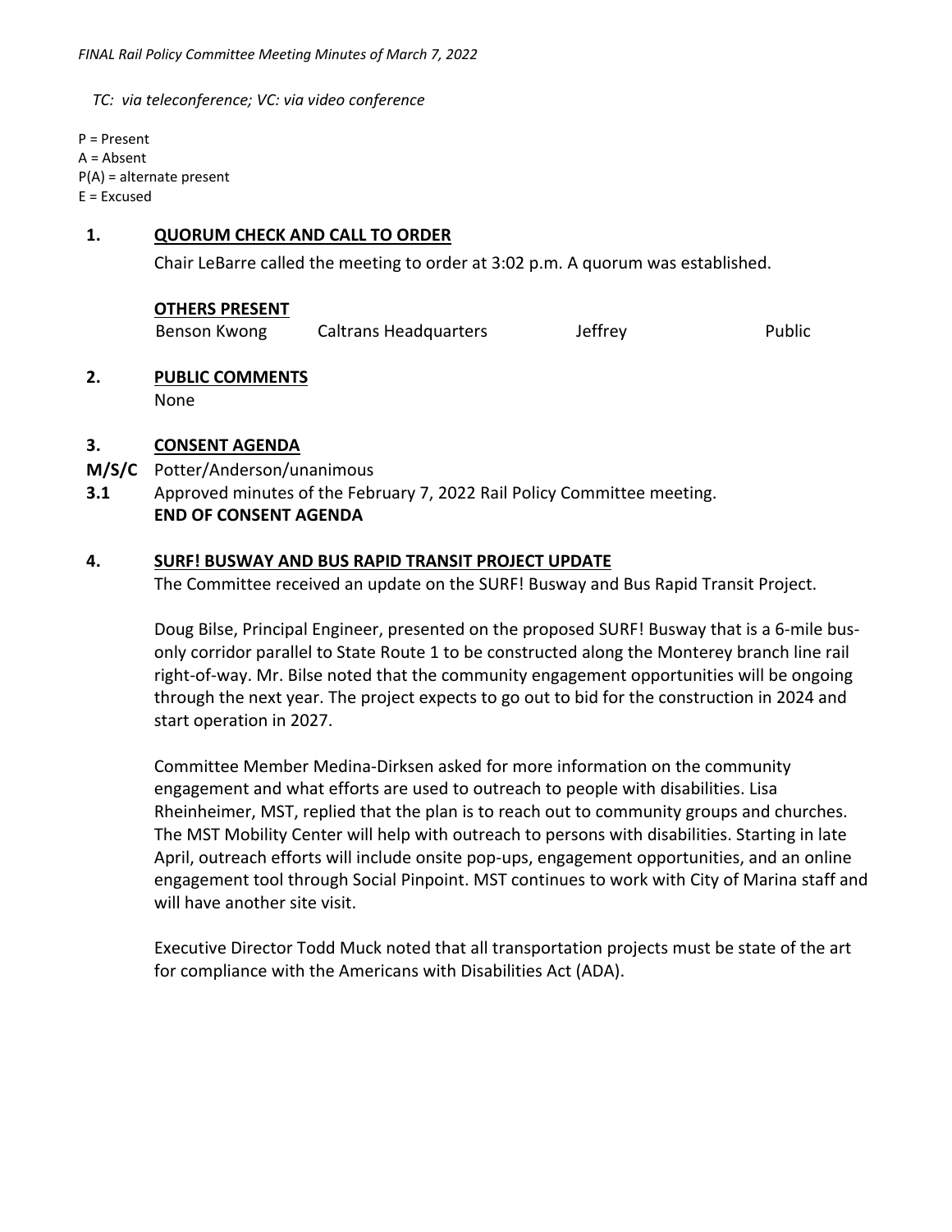*TC: via teleconference; VC: via video conference*

P = Present
A = Absent
P(A) = alternate present
E = Excused

## 1. QUORUM CHECK AND CALL TO ORDER

Chair LeBarre called the meeting to order at 3:02 p.m. A quorum was established.

**OTHERS PRESENT**

| | | | |
|---|---|---|---|
| Benson Kwong | Caltrans Headquarters | Jeffrey | Public |

## 2. PUBLIC COMMENTS

None

## 3. CONSENT AGENDA

**M/S/C** Potter/Anderson/unanimous

**3.1** Approved minutes of the February 7, 2022 Rail Policy Committee meeting.

**END OF CONSENT AGENDA**

## 4. SURF! BUSWAY AND BUS RAPID TRANSIT PROJECT UPDATE

The Committee received an update on the SURF! Busway and Bus Rapid Transit Project.

Doug Bilse, Principal Engineer, presented on the proposed SURF! Busway that is a 6-mile bus-only corridor parallel to State Route 1 to be constructed along the Monterey branch line rail right-of-way. Mr. Bilse noted that the community engagement opportunities will be ongoing through the next year. The project expects to go out to bid for the construction in 2024 and start operation in 2027.

Committee Member Medina-Dirksen asked for more information on the community engagement and what efforts are used to outreach to people with disabilities. Lisa Rheinheimer, MST, replied that the plan is to reach out to community groups and churches. The MST Mobility Center will help with outreach to persons with disabilities. Starting in late April, outreach efforts will include onsite pop-ups, engagement opportunities, and an online engagement tool through Social Pinpoint. MST continues to work with City of Marina staff and will have another site visit.

Executive Director Todd Muck noted that all transportation projects must be state of the art for compliance with the Americans with Disabilities Act (ADA).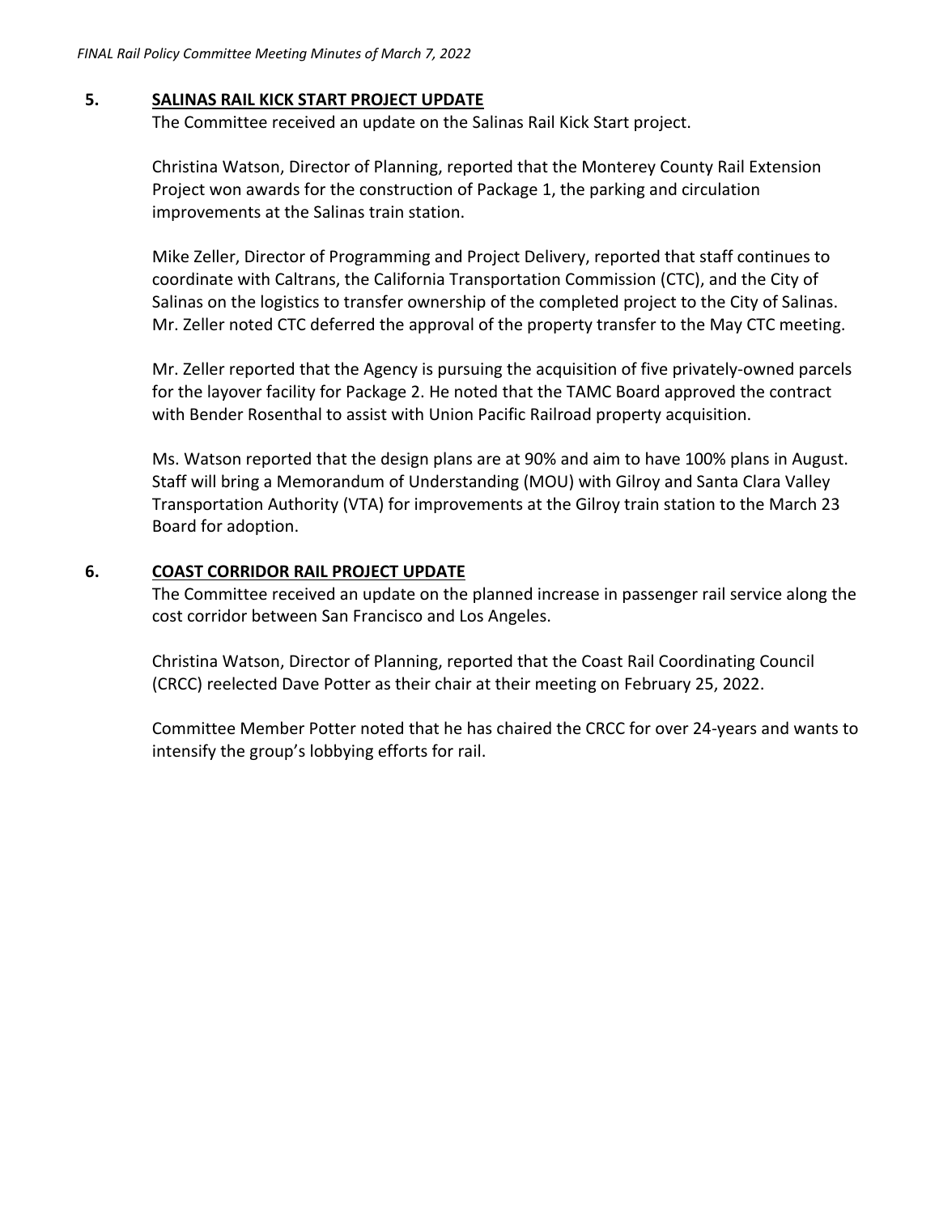## 5. SALINAS RAIL KICK START PROJECT UPDATE

The Committee received an update on the Salinas Rail Kick Start project.

Christina Watson, Director of Planning, reported that the Monterey County Rail Extension Project won awards for the construction of Package 1, the parking and circulation improvements at the Salinas train station.

Mike Zeller, Director of Programming and Project Delivery, reported that staff continues to coordinate with Caltrans, the California Transportation Commission (CTC), and the City of Salinas on the logistics to transfer ownership of the completed project to the City of Salinas. Mr. Zeller noted CTC deferred the approval of the property transfer to the May CTC meeting.

Mr. Zeller reported that the Agency is pursuing the acquisition of five privately-owned parcels for the layover facility for Package 2. He noted that the TAMC Board approved the contract with Bender Rosenthal to assist with Union Pacific Railroad property acquisition.

Ms. Watson reported that the design plans are at 90% and aim to have 100% plans in August. Staff will bring a Memorandum of Understanding (MOU) with Gilroy and Santa Clara Valley Transportation Authority (VTA) for improvements at the Gilroy train station to the March 23 Board for adoption.

## 6. COAST CORRIDOR RAIL PROJECT UPDATE

The Committee received an update on the planned increase in passenger rail service along the cost corridor between San Francisco and Los Angeles.

Christina Watson, Director of Planning, reported that the Coast Rail Coordinating Council (CRCC) reelected Dave Potter as their chair at their meeting on February 25, 2022.

Committee Member Potter noted that he has chaired the CRCC for over 24-years and wants to intensify the group's lobbying efforts for rail.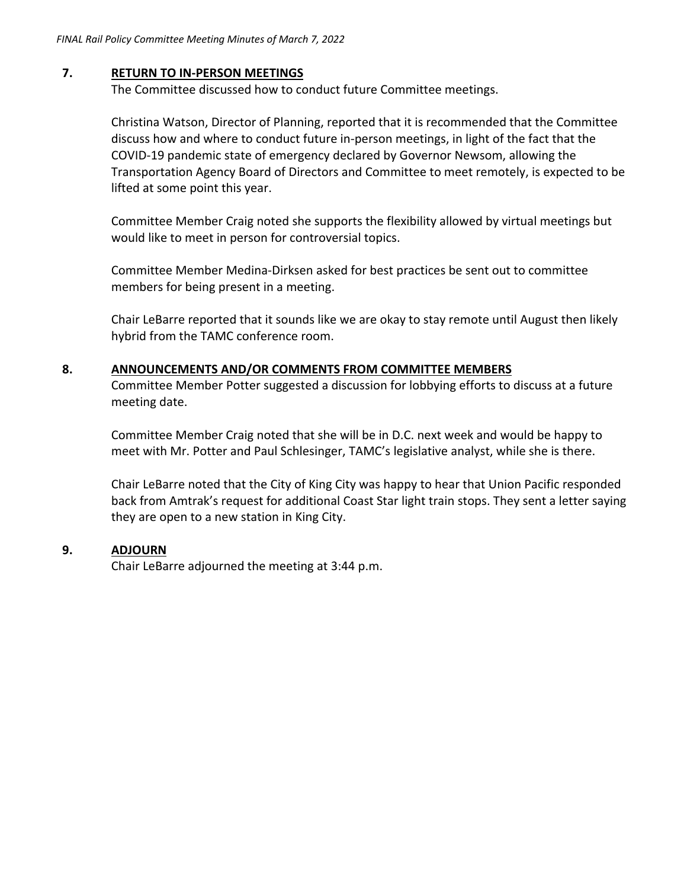## 7. RETURN TO IN-PERSON MEETINGS

The Committee discussed how to conduct future Committee meetings.

Christina Watson, Director of Planning, reported that it is recommended that the Committee discuss how and where to conduct future in-person meetings, in light of the fact that the COVID-19 pandemic state of emergency declared by Governor Newsom, allowing the Transportation Agency Board of Directors and Committee to meet remotely, is expected to be lifted at some point this year.

Committee Member Craig noted she supports the flexibility allowed by virtual meetings but would like to meet in person for controversial topics.

Committee Member Medina-Dirksen asked for best practices be sent out to committee members for being present in a meeting.

Chair LeBarre reported that it sounds like we are okay to stay remote until August then likely hybrid from the TAMC conference room.

## 8. ANNOUNCEMENTS AND/OR COMMENTS FROM COMMITTEE MEMBERS

Committee Member Potter suggested a discussion for lobbying efforts to discuss at a future meeting date.

Committee Member Craig noted that she will be in D.C. next week and would be happy to meet with Mr. Potter and Paul Schlesinger, TAMC's legislative analyst, while she is there.

Chair LeBarre noted that the City of King City was happy to hear that Union Pacific responded back from Amtrak's request for additional Coast Star light train stops. They sent a letter saying they are open to a new station in King City.

## 9. ADJOURN

Chair LeBarre adjourned the meeting at 3:44 p.m.